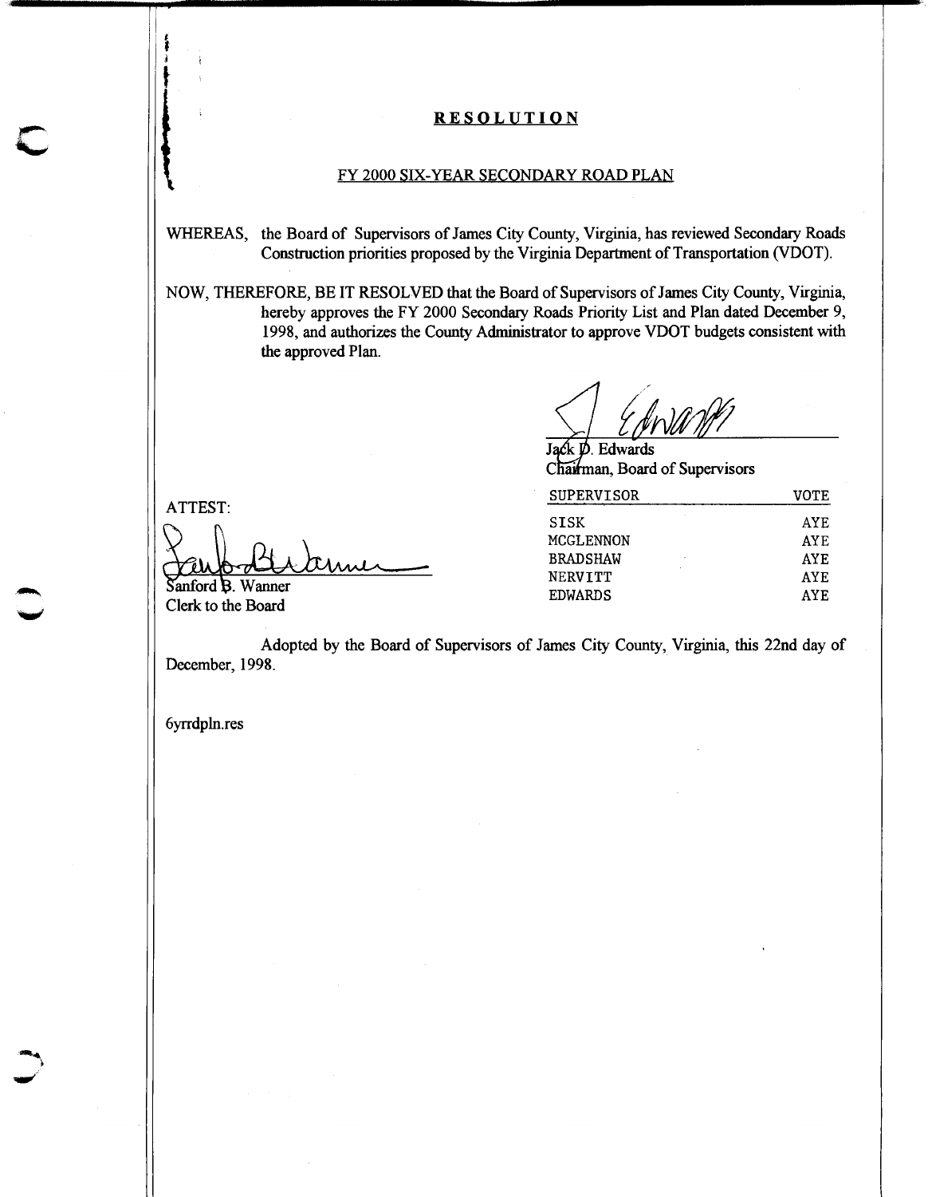# RESOLUTION

## FY 2000 SIX-YEAR SECONDARY ROAD PLAN

WHEREAS, the Board of Supervisors of James City County, Virginia, has reviewed Secondary Roads Construction priorities proposed by the Virginia Department of Transportation (VDOT).

NOW, THEREFORE, BE IT RESOLVED that the Board of Supervisors of James City County, Virginia, hereby approves the FY 2000 Secondary Roads Priority List and Plan dated December 9, 1998, and authorizes the County Administrator to approve VDOT budgets consistent with the approved Plan.

Jack D. Edwards
Chairman, Board of Supervisors

ATTEST:

Sanford B. Wanner
Clerk to the Board

| SUPERVISOR | VOTE |
|---|---|
| SISK | AYE |
| MCGLENNON | AYE |
| BRADSHAW | AYE |
| NERVITT | AYE |
| EDWARDS | AYE |

Adopted by the Board of Supervisors of James City County, Virginia, this 22nd day of December, 1998.

6yrrdpln.res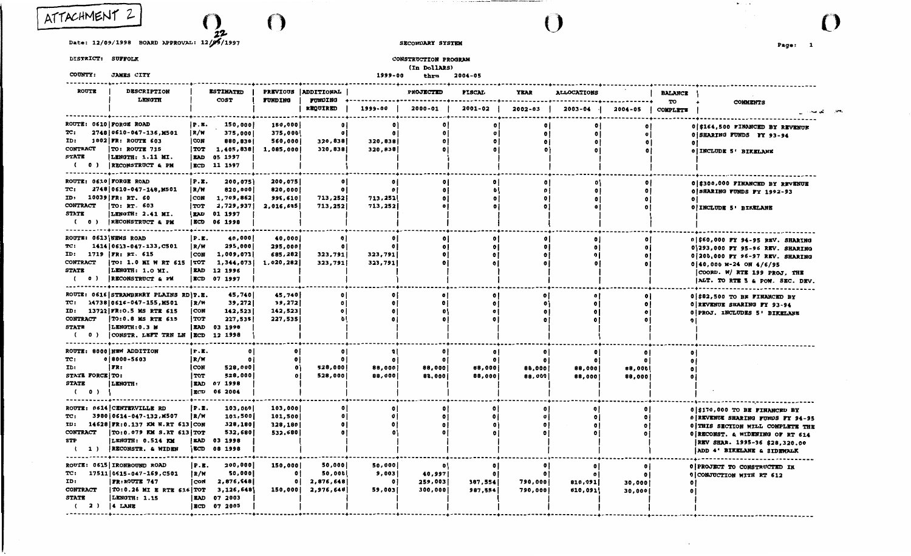ATTACHMENT 2

Date: 12/09/1998 BOARD APPROVAL: 12/22/1997

SECONDARY SYSTEM

CONSTRUCTION PROGRAM

(In Dollars)

1999-00 thru 2004-05

DISTRICT: SUFFOLK

COUNTY: JAMES CITY

| ROUTE | DESCRIPTION LENGTH | ESTIMATED COST | | PREVIOUS FUNDING | ADDITIONAL FUNDING REQUIRED | PROJECTED FISCAL YEAR ALLOCATIONS 1999-00 | 2000-01 | 2001-02 | 2002-03 | 2003-04 | 2004-05 | BALANCE TO COMPLETE | COMMENTS |
|---|---|---|---|---|---|---|---|---|---|---|---|---|---|
| ROUTE: 0610 | FORGE ROAD | P.E. | 150,000 | 150,000 | 0 | 0 | 0 | 0 | 0 | 0 | 0 | 0 | $164,500 FINANCED BY REVENUE |
| TC: 2748 | 0610-047-136,M501 | R/W | 375,000 | 375,000 | 0 | 0 | 0 | 0 | 0 | 0 | 0 | 0 | SHARING FUNDS FY 93-94 |
| ID: 1802 | FR: ROUTE 603 | CON | 880,838 | 560,000 | 320,838 | 320,838 | 0 | 0 | 0 | 0 | 0 | 0 | |
| CONTRACT | TO: ROUTE 715 | TOT | 1,405,838 | 1,085,000 | 320,838 | 320,838 | 0 | 0 | 0 | 0 | 0 | 0 | INCLUDE 5' BIKELANE |
| STATE | LENGTH: 1.11 MI. | EAD | 05 1997 | | | | | | | | | | |
| ( 0 ) | RECONSTRUCT & PM | ECD | 11 1997 | | | | | | | | | | |
| ROUTE: 0610 | FORGE ROAD | P.E. | 200,075 | 200,075 | 0 | 0 | 0 | 0 | 0 | 0 | 0 | 0 | $300,000 FINANCED BY REVENUE |
| TC: 2748 | 0610-047-148,M501 | R/W | 820,000 | 820,000 | 0 | 0 | 0 | 0 | 0 | 0 | 0 | 0 | SHARING FUNDS FY 1992-93 |
| ID: 10039 | FR: RT. 60 | CON | 1,709,862 | 996,610 | 713,252 | 713,252 | 0 | 0 | 0 | 0 | 0 | 0 | |
| CONTRACT | TO: RT. 603 | TOT | 2,729,937 | 2,016,685 | 713,252 | 713,252 | 0 | 0 | 0 | 0 | 0 | 0 | INCLUDE 5' BIKELANE |
| STATE | LENGTH: 2.41 MI. | EAD | 01 1997 | | | | | | | | | | |
| ( 0 ) | RECONSTRUCT & PM | ECD | 06 1998 | | | | | | | | | | |
| ROUTE: 0613 | NEWS ROAD | P.E. | 40,000 | 40,000 | 0 | 0 | 0 | 0 | 0 | 0 | 0 | 0 | $60,000 FY 94-95 REV. SHARING |
| TC: 1414 | 0613-047-133,C501 | R/W | 295,000 | 295,000 | 0 | 0 | 0 | 0 | 0 | 0 | 0 | 0 | 293,000 FY 95-96 REV. SHARING |
| ID: 1719 | FR: RT. 615 | CON | 1,009,073 | 685,282 | 323,791 | 323,791 | 0 | 0 | 0 | 0 | 0 | 0 | 200,000 FY 96-97 REV. SHARING |
| CONTRACT | TO: 1.0 MI W RT 615 | TOT | 1,344,073 | 1,020,282 | 323,791 | 323,791 | 0 | 0 | 0 | 0 | 0 | 0 | 40,000 M-24 ON 4/6/95 |
| STATE | LENGTH: 1.0 MI. | EAD | 12 1996 | | | | | | | | | | COORD. W/ RTE 199 PROJ. THE |
| ( 0 ) | RECONSTRUCT & PM | ECD | 07 1997 | | | | | | | | | | ALT. TO RTE 5 & POW. SEC. DEV. |
| ROUTE: 0616 | STRAWBERRY PLAINS RD | P.E. | 45,740 | 45,740 | 0 | 0 | 0 | 0 | 0 | 0 | 0 | 0 | $82,500 TO BE FINANCED BY |
| TC: 14738 | 0616-047-155,M501 | R/W | 39,272 | 39,272 | 0 | 0 | 0 | 0 | 0 | 0 | 0 | 0 | REVENUE SHARING FY 93-94 |
| ID: 13722 | FR:0.5 MS RTE 615 | CON | 142,523 | 142,523 | 0 | 0 | 0 | 0 | 0 | 0 | 0 | 0 | PROJ. INCLUDES 5' BIKELANE |
| CONTRACT | TO:0.8 MS RTE 615 | TOT | 227,535 | 227,535 | 0 | 0 | 0 | 0 | 0 | 0 | 0 | 0 | |
| STATE | LENGTH:0.3 M | EAD | 03 1998 | | | | | | | | | | |
| ( 0 ) | CONSTR. LEFT TRN LN | ECD | 12 1998 | | | | | | | | | | |
| ROUTE: 8000 | NEW ADDITION | P.E. | 0 | 0 | 0 | 0 | 0 | 0 | 0 | 0 | 0 | 0 | |
| TC: 0 | 8000-5603 | R/W | 0 | 0 | 0 | 0 | 0 | 0 | 0 | 0 | 0 | 0 | |
| ID: | FR: | CON | 528,000 | 0 | 528,000 | 88,000 | 88,000 | 88,000 | 88,000 | 88,000 | 88,000 | 0 | |
| STATE FORCE | TO: | TOT | 528,000 | 0 | 528,000 | 88,000 | 88,000 | 88,000 | 88,000 | 88,000 | 88,000 | 0 | |
| STATE | LENGTH: | EAD | 07 1998 | | | | | | | | | | |
| ( 0 ) | | ECD | 06 2004 | | | | | | | | | | |
| ROUTE: 0614 | CENTERVILLE RD | P.E. | 103,000 | 103,000 | 0 | 0 | 0 | 0 | 0 | 0 | 0 | 0 | $170,000 TO BE FINANCED BY |
| TC: 3980 | 0614-047-132,M507 | R/W | 101,500 | 101,500 | 0 | 0 | 0 | 0 | 0 | 0 | 0 | 0 | REVENUE SHARING FUNDS FY 94-95 |
| ID: 14628 | FR:0.137 KM N.RT 613 | CON | 328,180 | 328,180 | 0 | 0 | 0 | 0 | 0 | 0 | 0 | 0 | THIS SECTION WILL COMPLETE THE |
| CONTRACT | TO:0.079 KM S.RT 613 | TOT | 532,680 | 532,680 | 0 | 0 | 0 | 0 | 0 | 0 | 0 | 0 | RECONST. & WIDENING OF RT 614 |
| STP | LENGTH: 0.514 KM | EAD | 03 1998 | | | | | | | | | | REV SHAR. 1995-96 $28,320.00 |
| ( 1 ) | RECONSTR. & WIDEN | ECD | 08 1998 | | | | | | | | | | ADD 4' BIKELANE & SIDEWALK |
| ROUTE: 0615 | IRONBOUND ROAD | P.E. | 200,000 | 150,000 | 50,000 | 50,000 | 0 | 0 | 0 | 0 | 0 | 0 | PROJECT TO CONSTRUCTED IN |
| TC: 17511 | 0615-047-169,C501 | R/W | 50,000 | 0 | 50,000 | 9,003 | 40,997 | 0 | 0 | 0 | 0 | 0 | CONJUCTION WITH RT 612 |
| ID: | FR:ROUTE 747 | CON | 2,876,648 | 0 | 2,876,648 | 0 | 259,003 | 987,554 | 790,000 | 810,091 | 30,000 | 0 | |
| CONTRACT | TO:0.26 MI E RTE 616 | TOT | 3,126,648 | 150,000 | 2,976,648 | 59,003 | 300,000 | 987,554 | 790,000 | 810,091 | 30,000 | 0 | |
| STATE | LENGTH: 1.15 | EAD | 07 2003 | | | | | | | | | | |
| ( 2 ) | 4 LANE | ECD | 07 2005 | | | | | | | | | | |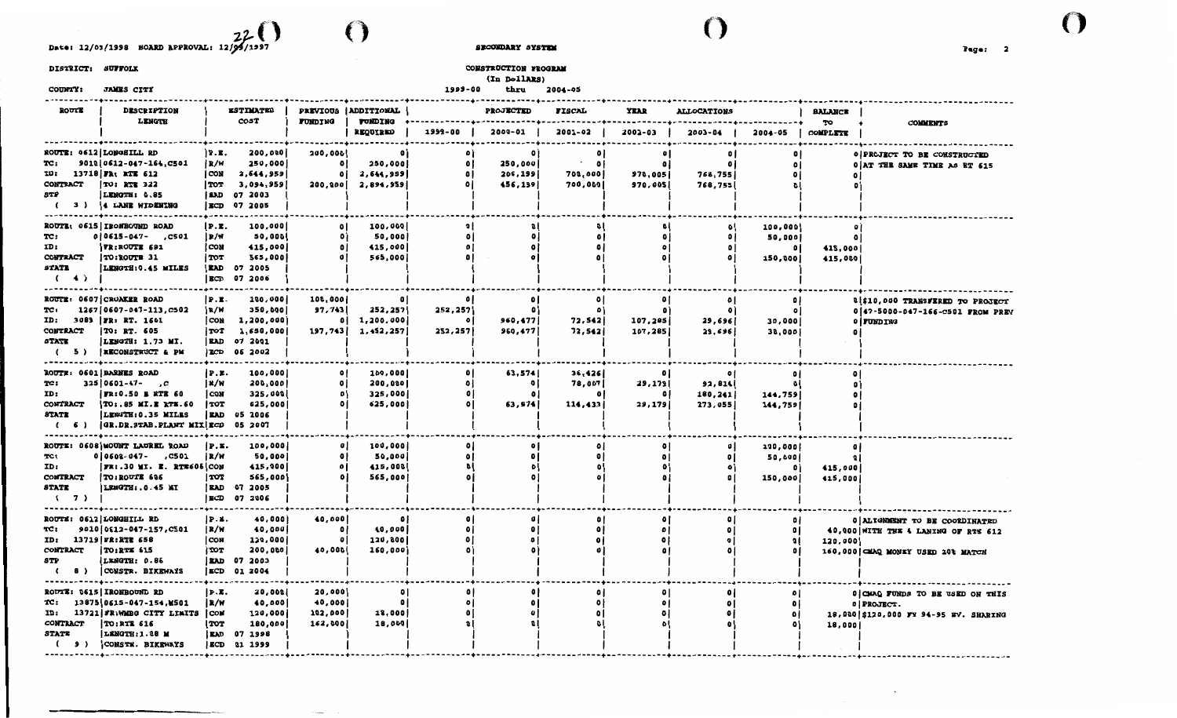Date: 12/03/1998 BOARD APPROVAL: 12/22/1997

SECONDARY SYSTEM

DISTRICT: SUFFOLK

COUNTY: JAMES CITY

CONSTRUCTION PROGRAM (In Dollars) 1999-00 thru 2004-05

| ROUTE | DESCRIPTION LENGTH | ESTIMATED COST | | PREVIOUS FUNDING | ADDITIONAL FUNDING REQUIRED | PROJECTED FISCAL YEAR ALLOCATIONS | | | | | | BALANCE TO COMPLETE | COMMENTS |
|---|---|---|---|---|---|---|---|---|---|---|---|---|---|
| | | | | | | 1999-00 | 2000-01 | 2001-02 | 2002-03 | 2003-04 | 2004-05 | | |
| ROUTE: 0612 TC: 9010 ID: 13718 CONTRACT STP ( 3 ) | LONGHILL RD 0612-047-164,C501 FR: RTE 612 TO: RTE 322 LENGTH: 0.85 4 LANE WIDENING | P.E. | 200,000 | 200,000 | 0 | 0 | 0 | 0 | 0 | 0 | 0 | 0 | PROJECT TO BE CONSTRUCTED |
| | | R/W | 250,000 | 0 | 250,000 | 0 | 250,000 | 0 | 0 | 0 | 0 | 0 | AT THE SAME TIME AS RT 615 |
| | | CON | 2,644,959 | 0 | 2,644,959 | 0 | 206,139 | 700,000 | 970,065 | 768,755 | 0 | 0 | |
| | | TOT | 3,094,959 | 200,000 | 2,894,959 | 0 | 456,139 | 700,000 | 970,065 | 768,755 | 0 | 0 | |
| | | EAD | 07 2003 | | | | | | | | | | |
| | | ECD | 07 2005 | | | | | | | | | | |
| ROUTE: 0615 TC: 0 ID: CONTRACT STATE ( 4 ) | IRONBOUND ROAD 0615-047- ,C501 FR: ROUTE 681 TO: ROUTE 31 LENGTH: 0.45 MILES | P.E. | 100,000 | 0 | 100,000 | 0 | 0 | 0 | 0 | 0 | 100,000 | 0 | |
| | | R/W | 50,000 | 0 | 50,000 | 0 | 0 | 0 | 0 | 0 | 50,000 | 0 | |
| | | CON | 415,000 | 0 | 415,000 | 0 | 0 | 0 | 0 | 0 | 0 | 415,000 | |
| | | TOT | 565,000 | 0 | 565,000 | 0 | 0 | 0 | 0 | 0 | 150,000 | 415,000 | |
| | | EAD | 07 2005 | | | | | | | | | | |
| | | ECD | 07 2006 | | | | | | | | | | |
| ROUTE: 0607 TC: 1267 ID: 3083 CONTRACT STATE ( 5 ) | CROAKER ROAD 0607-047-113,C502 FR: RT. 1601 TO: RT. 605 LENGTH: 1.73 MI. RECONSTRUCT & PM | P.E. | 100,000 | 100,000 | 0 | 0 | 0 | 0 | 0 | 0 | 0 | 0 | $10,000 TRANSFERED TO PROJECT |
| | | R/W | 350,000 | 97,743 | 252,257 | 252,257 | 0 | 0 | 0 | 0 | 0 | 0 | 47-5000-047-166-C501 FROM PREV |
| | | CON | 1,200,000 | 0 | 1,200,000 | 0 | 960,477 | 72,542 | 107,285 | 29,696 | 30,000 | 0 | FUNDING |
| | | TOT | 1,650,000 | 197,743 | 1,452,257 | 252,257 | 960,477 | 72,542 | 107,285 | 29,696 | 30,000 | 0 | |
| | | EAD | 07 2001 | | | | | | | | | | |
| | | ECD | 06 2002 | | | | | | | | | | |
| ROUTE: 0601 TC: 325 ID: CONTRACT STATE ( 6 ) | BARNES ROAD 0601-47- ,C FR: 0.50 E RTE 60 TO: .85 MI.E RTE.60 LENGTH: 0.35 MILES GR.DR.STAB.PLANT MIX | P.E. | 100,000 | 0 | 100,000 | 0 | 63,574 | 36,426 | 0 | 0 | 0 | 0 | |
| | | R/W | 200,000 | 0 | 200,000 | 0 | 0 | 78,007 | 29,179 | 92,814 | 0 | 0 | |
| | | CON | 325,000 | 0 | 325,000 | 0 | 0 | 0 | 0 | 180,241 | 144,759 | 0 | |
| | | TOT | 625,000 | 0 | 625,000 | 0 | 63,574 | 114,433 | 29,179 | 273,055 | 144,759 | 0 | |
| | | EAD | 05 2006 | | | | | | | | | | |
| | | ECD | 05 2007 | | | | | | | | | | |
| ROUTE: 0608 TC: 0 ID: CONTRACT STATE ( 7 ) | MOUNT LAUREL ROAD 0608-047- ,C501 FR: .30 MI. E. RTE606 TO: ROUTE 606 LENGTH: .0.45 MI | P.E. | 100,000 | 0 | 100,000 | 0 | 0 | 0 | 0 | 0 | 100,000 | 0 | |
| | | R/W | 50,000 | 0 | 50,000 | 0 | 0 | 0 | 0 | 0 | 50,000 | 0 | |
| | | CON | 415,000 | 0 | 415,000 | 0 | 0 | 0 | 0 | 0 | 0 | 415,000 | |
| | | TOT | 565,000 | 0 | 565,000 | 0 | 0 | 0 | 0 | 0 | 150,000 | 415,000 | |
| | | EAD | 07 2005 | | | | | | | | | | |
| | | ECD | 07 2006 | | | | | | | | | | |
| ROUTE: 0612 TC: 9010 ID: 13719 CONTRACT STP ( 8 ) | LONGHILL RD 0612-047-157,C501 FR: RTE 658 TO: RTE 615 LENGTH: 0.86 CONSTR. BIKEWAYS | P.E. | 40,000 | 40,000 | 0 | 0 | 0 | 0 | 0 | 0 | 0 | 0 | ALIGNMENT TO BE COORDINATED |
| | | R/W | 40,000 | 0 | 40,000 | 0 | 0 | 0 | 0 | 0 | 0 | 40,000 | WITH THE 4 LANING OF RTE 612 |
| | | CON | 120,000 | 0 | 120,000 | 0 | 0 | 0 | 0 | 0 | 0 | 120,000 | |
| | | TOT | 200,000 | 40,000 | 160,000 | 0 | 0 | 0 | 0 | 0 | 0 | 160,000 | CMAQ MONEY USED 20% MATCH |
| | | EAD | 07 2003 | | | | | | | | | | |
| | | ECD | 01 2004 | | | | | | | | | | |
| ROUTE: 0615 TC: 13875 ID: 13721 CONTRACT STATE ( 9 ) | IRONBOUND RD 0615-047-154,M501 FR: WMBG CITY LIMITS TO: RTE 616 LENGTH: 1.08 M CONSTR. BIKEWAYS | P.E. | 20,000 | 20,000 | 0 | 0 | 0 | 0 | 0 | 0 | 0 | 0 | CMAQ FUNDS TO BE USED ON THIS |
| | | R/W | 40,000 | 40,000 | 0 | 0 | 0 | 0 | 0 | 0 | 0 | 0 | PROJECT. |
| | | CON | 120,000 | 102,000 | 18,000 | 0 | 0 | 0 | 0 | 0 | 0 | 18,000 | $120,000 FY 94-95 RV. SHARING |
| | | TOT | 180,000 | 162,000 | 18,000 | 0 | 0 | 0 | 0 | 0 | 0 | 18,000 | |
| | | EAD | 07 1998 | | | | | | | | | | |
| | | ECD | 01 1999 | | | | | | | | | | |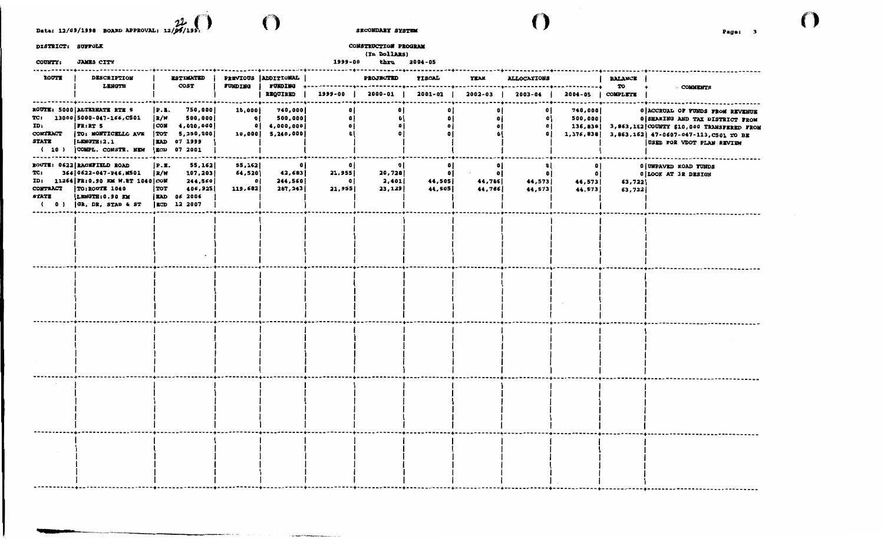Date: 12/09/1998 BOARD APPROVAL: 12/22/1998

SECONDARY SYSTEM

CONSTRUCTION PROGRAM

(In Dollars)

1999-00 thru 2004-05

DISTRICT: SUFFOLK

COUNTY: JAMES CITY

| ROUTE | DESCRIPTION LENGTH | ESTIMATED COST | | PREVIOUS FUNDING | ADDITIONAL FUNDING REQUIRED | PROJECTED FISCAL YEAR ALLOCATIONS 1999-00 | 2000-01 | 2001-02 | 2002-03 | 2003-04 | 2004-05 | BALANCE TO COMPLETE | COMMENTS |
|---|---|---|---|---|---|---|---|---|---|---|---|---|---|
| ROUTE: 5000 | ALTERNATE RTE 5 | P.E. | 750,000 | 10,000 | 740,000 | 0 | 0 | 0 | 0 | 0 | 740,000 | 0 | ACCRUAL OF FUNDS FROM REVENUE |
| TC: 13000 | 5000-047-166,C501 | R/W | 500,000 | 0 | 500,000 | 0 | 0 | 0 | 0 | 0 | 500,000 | 0 | SHARING AND TAX DISTRICT FROM |
| ID: | FR:RT 5 | CON | 4,000,000 | 0 | 4,000,000 | 0 | 0 | 0 | 0 | 0 | 136,838 | 3,863,162 | COUNTY $10,000 TRANSFERRED FROM |
| CONTRACT | TO: MONTICELLO AVE | TOT | 5,250,000 | 10,000 | 5,240,000 | 0 | 0 | 0 | 0 | 0 | 1,376,838 | 3,863,162 | 47-0607-047-113,C501 TO BE |
| STATE | LENGTH:2.1 | EAD | 07 1999 | | | | | | | | | | USED FOR VDOT PLAN REVIEW |
| ( 10 ) | COMPL. CONSTR. NEW | ECD | 07 2001 | | | | | | | | | | |
| ROUTE: 0622 | HACKFIELD ROAD | P.E. | 55,162 | 55,162 | 0 | 0 | 0 | 0 | 0 | 0 | 0 | 0 | UNPAVED ROAD FUNDS |
| TC: 364 | 0622-047-P46,M501 | R/W | 107,203 | 64,520 | 42,683 | 21,955 | 20,728 | 0 | 0 | 0 | 0 | 0 | LOOK AT 3R DESIGN |
| ID: 11264 | FR:0.90 KM W.RT 1040 | CON | 244,560 | 0 | 244,560 | 0 | 2,401 | 44,505 | 44,786 | 44,573 | 44,573 | 63,722 | |
| CONTRACT | TO:ROUTE 1040 | TOT | 406,925 | 119,682 | 287,243 | 21,955 | 23,129 | 44,505 | 44,786 | 44,573 | 44,573 | 63,722 | |
| STATE | LENGTH:0.90 KM | EAD | 06 2006 | | | | | | | | | | |
| ( 0 ) | GR, DR, STAB & ST | ECD | 12 2007 | | | | | | | | | | |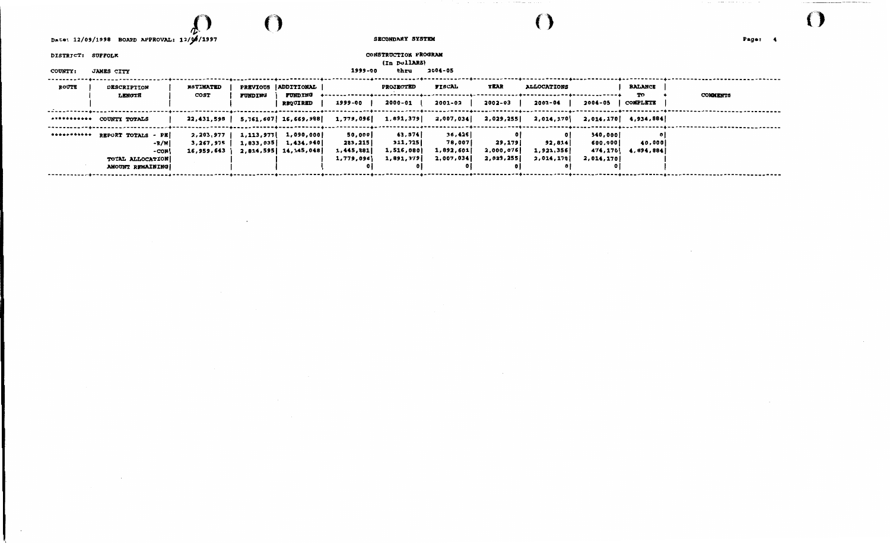Date: 12/09/1998 BOARD APPROVAL: 12/09/1997

SECONDARY SYSTEM

DISTRICT: SUFFOLK

CONSTRUCTION PROGRAM
(In Dollars)

COUNTY: JAMES CITY

1999-00 thru 2004-05

| ROUTE | DESCRIPTION LENGTH | ESTIMATED COST | PREVIOUS FUNDING | ADDITIONAL FUNDING REQUIRED | PROJECTED FISCAL YEAR ALLOCATIONS 1999-00 | 2000-01 | 2001-02 | 2002-03 | 2003-04 | 2004-05 | BALANCE TO COMPLETE | COMMENTS |
|---|---|---|---|---|---|---|---|---|---|---|---|---|
| *********** | COUNTY TOTALS | 22,431,598 | 5,761,607 | 16,669,988 | 1,779,096 | 1,891,379 | 2,007,034 | 2,029,255 | 2,014,170 | 2,014,170 | 4,934,884 | |
| *********** | REPORT TOTALS - PE | 2,203,977 | 1,113,977 | 1,090,000 | 50,000 | 63,574 | 36,426 | 0 | 0 | 540,000 | 0 | |
| | -R/W | 3,267,975 | 1,833,035 | 1,434,940 | 283,215 | 311,725 | 78,007 | 29,179 | 92,814 | 600,000 | 40,000 | |
| | -CON | 16,959,643 | 2,814,595 | 14,145,048 | 1,445,881 | 1,516,080 | 1,892,601 | 2,000,076 | 1,921,356 | 874,170 | 4,894,884 | |
| | TOTAL ALLOCATION | | | | 1,779,096 | 1,891,379 | 2,007,034 | 2,029,255 | 2,014,170 | 2,014,170 | | |
| | AMOUNT REMAINING | | | | 0 | 0 | 0 | 0 | 0 | 0 | | |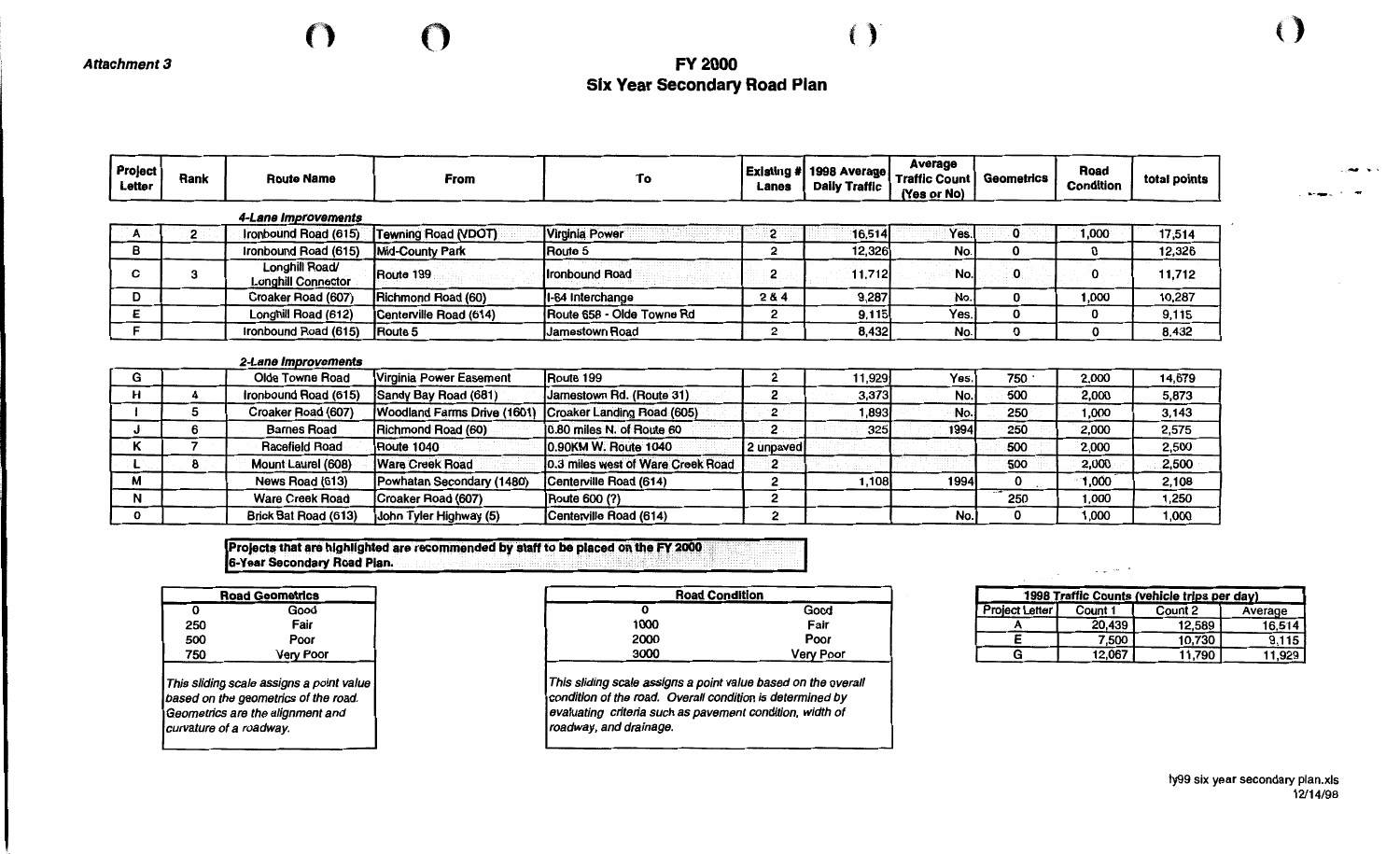*Attachment 3*

# FY 2000
## Six Year Secondary Road Plan

| Project Letter | Rank | Route Name | From | To | Existing # Lanes | 1998 Average Daily Traffic | Average Traffic Count (Yes or No) | Geometrics | Road Condition | total points |
|---|---|---|---|---|---|---|---|---|---|---|
| | | ***4-Lane Improvements*** | | | | | | | | |
| A | 2 | Ironbound Road (615) | Tewning Road (VDOT) | Virginia Power | 2 | 16,514 | Yes. | 0 | 1,000 | 17,514 |
| B | | Ironbound Road (615) | Mid-County Park | Route 5 | 2 | 12,326 | No. | 0 | 0 | 12,326 |
| C | 3 | Longhill Road/ Longhill Connector | Route 199 | Ironbound Road | 2 | 11,712 | No. | 0 | 0 | 11,712 |
| D | | Croaker Road (607) | Richmond Road (60) | I-64 Interchange | 2 & 4 | 9,287 | No. | 0 | 1,000 | 10,287 |
| E | | Longhill Road (612) | Centerville Road (614) | Route 658 - Olde Towne Rd | 2 | 9,115 | Yes. | 0 | 0 | 9,115 |
| F | | Ironbound Road (615) | Route 5 | Jamestown Road | 2 | 8,432 | No. | 0 | 0 | 8,432 |
| | | ***2-Lane Improvements*** | | | | | | | | |
| G | | Olde Towne Road | Virginia Power Easement | Route 199 | 2 | 11,929 | Yes. | 750 | 2,000 | 14,679 |
| H | 4 | Ironbound Road (615) | Sandy Bay Road (681) | Jamestown Rd. (Route 31) | 2 | 3,373 | No. | 500 | 2,000 | 5,873 |
| I | 5 | Croaker Road (607) | Woodland Farms Drive (1601) | Croaker Landing Road (605) | 2 | 1,893 | No. | 250 | 1,000 | 3,143 |
| J | 6 | Barnes Road | Richmond Road (60) | 0.80 miles N. of Route 60 | 2 | 325 | 1994 | 250 | 2,000 | 2,575 |
| K | 7 | Racefield Road | Route 1040 | 0.90KM W. Route 1040 | 2 unpaved | | | 500 | 2,000 | 2,500 |
| L | 8 | Mount Laurel (608) | Ware Creek Road | 0.3 miles west of Ware Creek Road | 2 | | | 500 | 2,000 | 2,500 |
| M | | News Road (613) | Powhatan Secondary (1480) | Centerville Road (614) | 2 | 1,108 | 1994 | 0 | 1,000 | 2,108 |
| N | | Ware Creek Road | Croaker Road (607) | Route 600 (?) | 2 | | | 250 | 1,000 | 1,250 |
| O | | Brick Bat Road (613) | John Tyler Highway (5) | Centerville Road (614) | 2 | | No. | 0 | 1,000 | 1,000 |

**Projects that are highlighted are recommended by staff to be placed on the FY 2000 6-Year Secondary Road Plan.**

| Road Geometrics | |
|---|---|
| 0 | Good |
| 250 | Fair |
| 500 | Poor |
| 750 | Very Poor |

*This sliding scale assigns a point value based on the geometrics of the road. Geometrics are the alignment and curvature of a roadway.*

| Road Condition | |
|---|---|
| 0 | Good |
| 1000 | Fair |
| 2000 | Poor |
| 3000 | Very Poor |

*This sliding scale assigns a point value based on the overall condition of the road. Overall condition is determined by evaluating criteria such as pavement condition, width of roadway, and drainage.*

| 1998 Traffic Counts (vehicle trips per day) | | | |
|---|---|---|---|
| Project Letter | Count 1 | Count 2 | Average |
| A | 20,439 | 12,589 | 16,514 |
| E | 7,500 | 10,730 | 9,115 |
| G | 12,067 | 11,790 | 11,929 |

fy99 six year secondary plan.xls
12/14/98